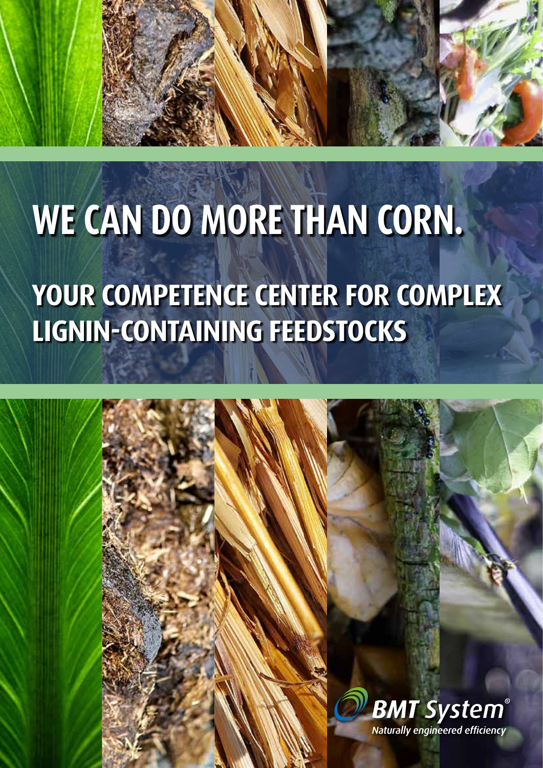# WE CAN DO MORE THAN CORN.

## YOUR COMPETENCE CENTER FOR COMPLEX LIGNIN-CONTAINING FEEDSTOCKS

BMT System®

*Naturally engineered efficiency*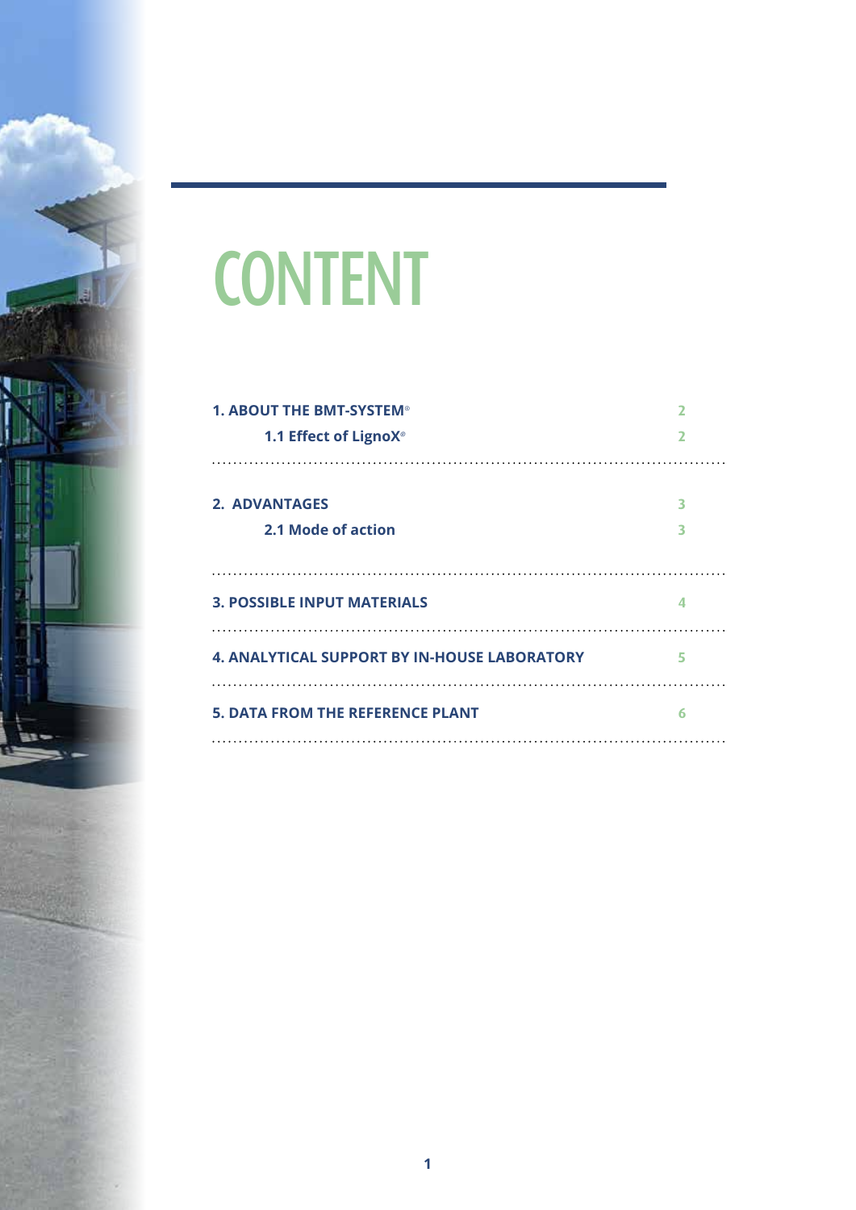# CONTENT

| | |
|---|---|
| **1. ABOUT THE BMT-SYSTEM®** | 2 |
| **1.1 Effect of LignoX®** | 2 |
| **2. ADVANTAGES** | 3 |
| **2.1 Mode of action** | 3 |
| **3. POSSIBLE INPUT MATERIALS** | 4 |
| **4. ANALYTICAL SUPPORT BY IN-HOUSE LABORATORY** | 5 |
| **5. DATA FROM THE REFERENCE PLANT** | 6 |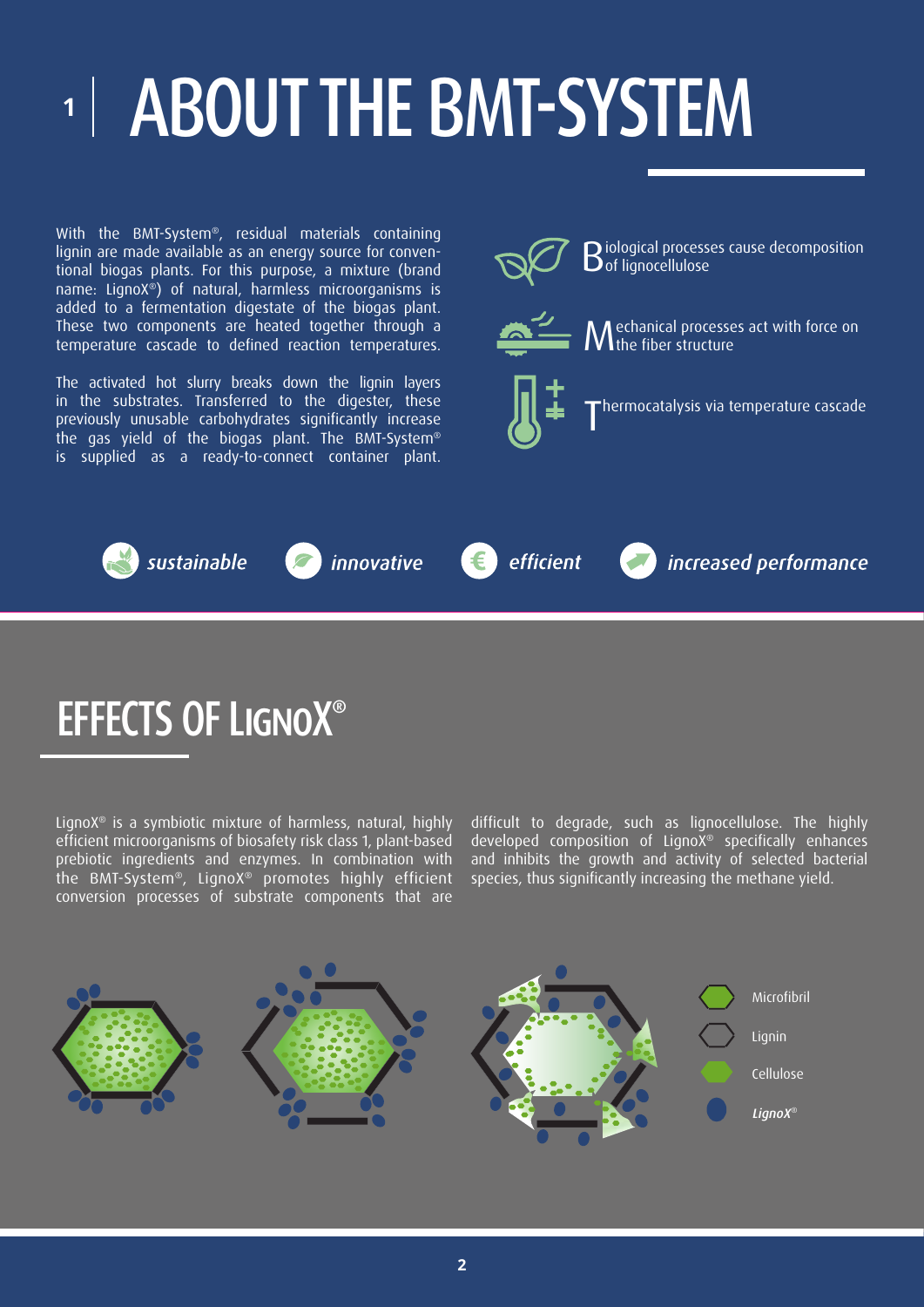# 1 | ABOUT THE BMT-SYSTEM

With the BMT-System®, residual materials containing lignin are made available as an energy source for conventional biogas plants. For this purpose, a mixture (brand name: LignoX®) of natural, harmless microorganisms is added to a fermentation digestate of the biogas plant. These two components are heated together through a temperature cascade to defined reaction temperatures.

The activated hot slurry breaks down the lignin layers in the substrates. Transferred to the digester, these previously unusable carbohydrates significantly increase the gas yield of the biogas plant. The BMT-System® is supplied as a ready-to-connect container plant.

**B**iological processes cause decomposition of lignocellulose

**M**echanical processes act with force on the fiber structure

**T**hermocatalysis via temperature cascade

*sustainable* | *innovative* | *efficient* | *increased performance*

## EFFECTS OF LIGNOX®

LignoX® is a symbiotic mixture of harmless, natural, highly efficient microorganisms of biosafety risk class 1, plant-based prebiotic ingredients and enzymes. In combination with the BMT-System®, LignoX® promotes highly efficient conversion processes of substrate components that are difficult to degrade, such as lignocellulose. The highly developed composition of LignoX® specifically enhances and inhibits the growth and activity of selected bacterial species, thus significantly increasing the methane yield.

Microfibril
Lignin
Cellulose
*LignoX®*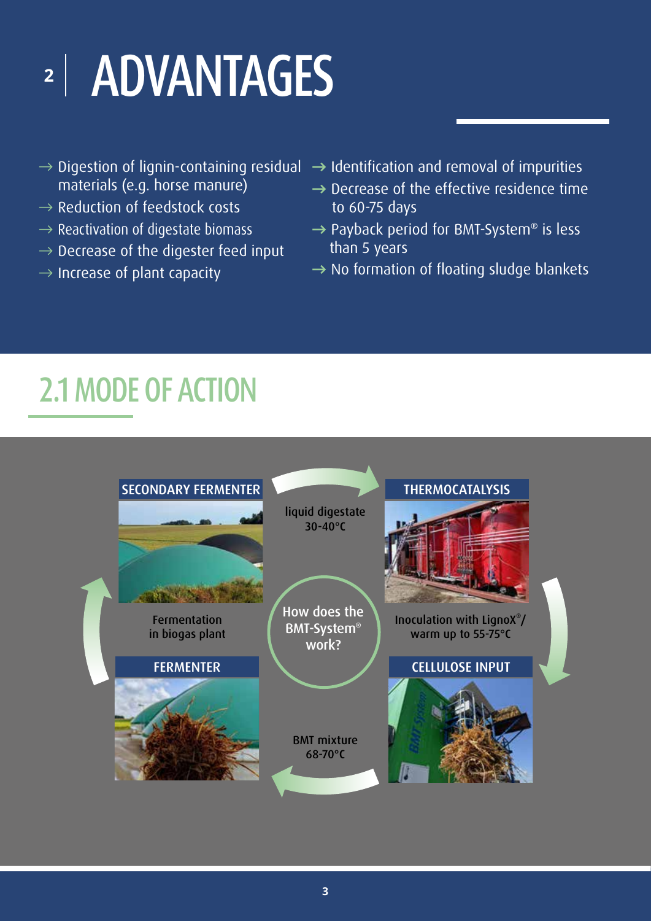# 2 ADVANTAGES

- → Digestion of lignin-containing residual materials (e.g. horse manure)
- → Reduction of feedstock costs
- → Reactivation of digestate biomass
- → Decrease of the digester feed input
- → Increase of plant capacity
- → Identification and removal of impurities
- → Decrease of the effective residence time to 60-75 days
- → Payback period for BMT-System® is less than 5 years
- → No formation of floating sludge blankets

## 2.1 MODE OF ACTION

How does the BMT-System® work?

**SECONDARY FERMENTER**

Fermentation in biogas plant

liquid digestate 30-40°C

**THERMOCATALYSIS**

Inoculation with LignoX®/ warm up to 55-75°C

**CELLULOSE INPUT**

BMT mixture 68-70°C

**FERMENTER**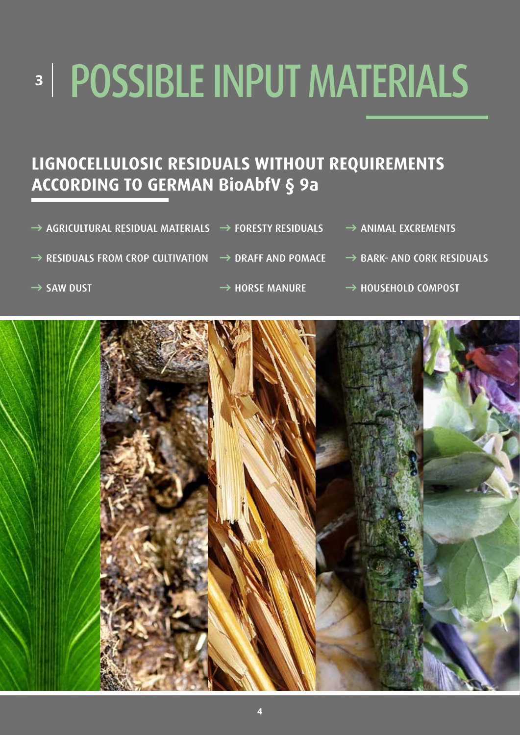# 3 POSSIBLE INPUT MATERIALS

## LIGNOCELLULOSIC RESIDUALS WITHOUT REQUIREMENTS ACCORDING TO GERMAN BioAbfV § 9a

→ AGRICULTURAL RESIDUAL MATERIALS

→ FORESTY RESIDUALS

→ ANIMAL EXCREMENTS

→ RESIDUALS FROM CROP CULTIVATION

→ DRAFF AND POMACE

→ BARK- AND CORK RESIDUALS

→ SAW DUST

→ HORSE MANURE

→ HOUSEHOLD COMPOST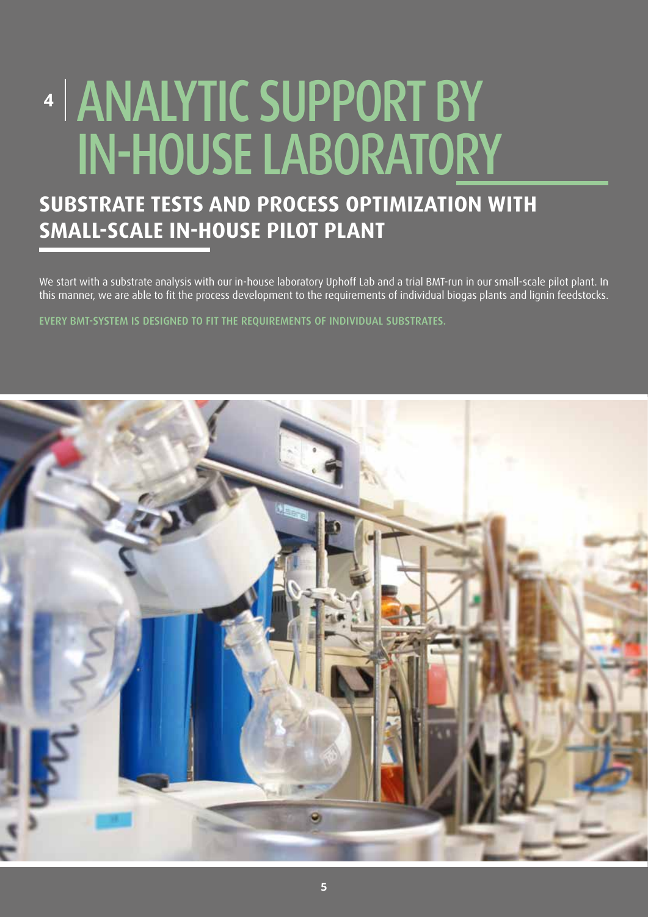# 4 | ANALYTIC SUPPORT BY IN-HOUSE LABORATORY

## SUBSTRATE TESTS AND PROCESS OPTIMIZATION WITH SMALL-SCALE IN-HOUSE PILOT PLANT

We start with a substrate analysis with our in-house laboratory Uphoff Lab and a trial BMT-run in our small-scale pilot plant. In this manner, we are able to fit the process development to the requirements of individual biogas plants and lignin feedstocks.

EVERY BMT-SYSTEM IS DESIGNED TO FIT THE REQUIREMENTS OF INDIVIDUAL SUBSTRATES.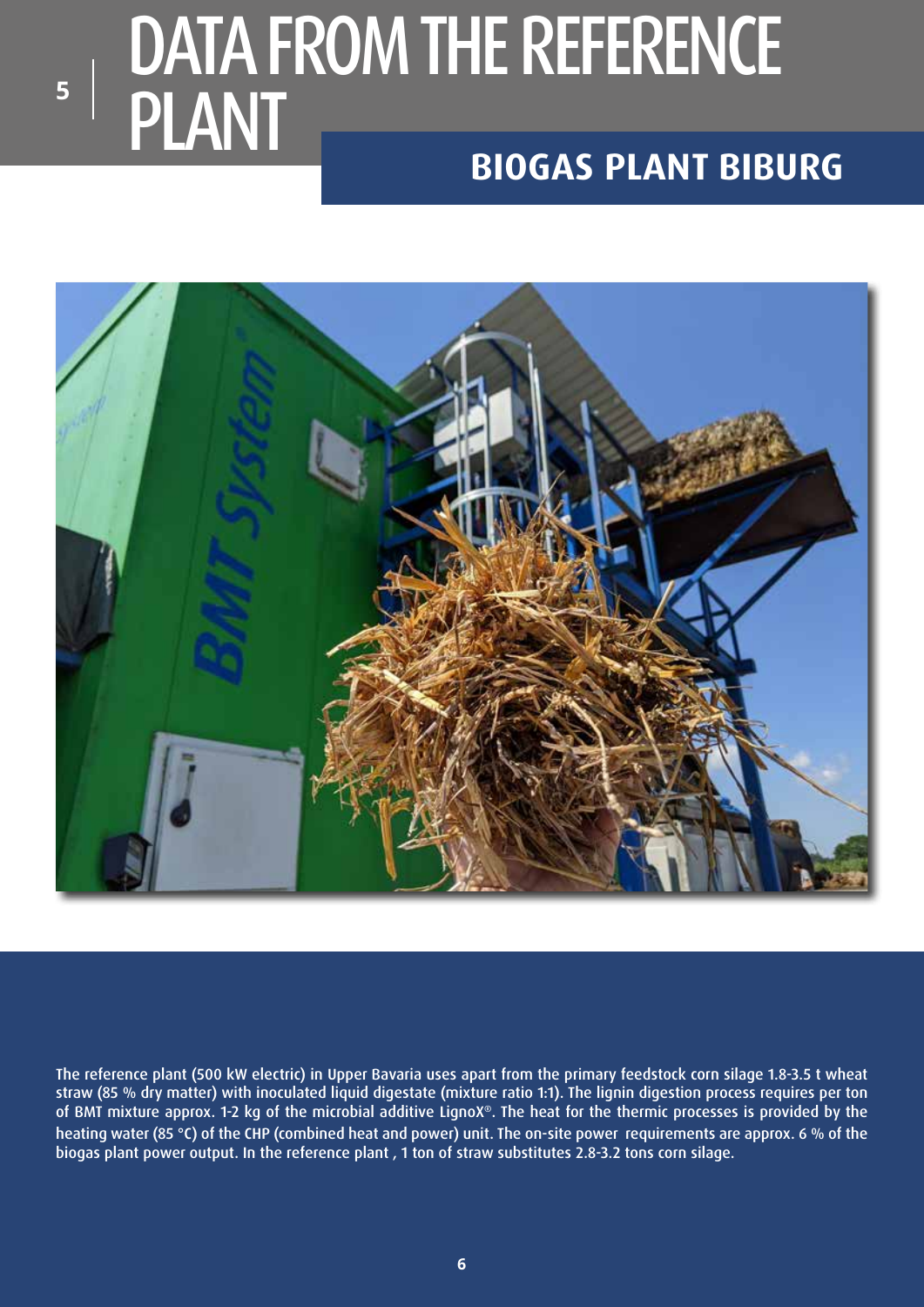# 5 DATA FROM THE REFERENCE PLANT

## BIOGAS PLANT BIBURG

The reference plant (500 kW electric) in Upper Bavaria uses apart from the primary feedstock corn silage 1.8-3.5 t wheat straw (85 % dry matter) with inoculated liquid digestate (mixture ratio 1:1). The lignin digestion process requires per ton of BMT mixture approx. 1-2 kg of the microbial additive LignoX®. The heat for the thermic processes is provided by the heating water (85 °C) of the CHP (combined heat and power) unit. The on-site power requirements are approx. 6 % of the biogas plant power output. In the reference plant , 1 ton of straw substitutes 2.8-3.2 tons corn silage.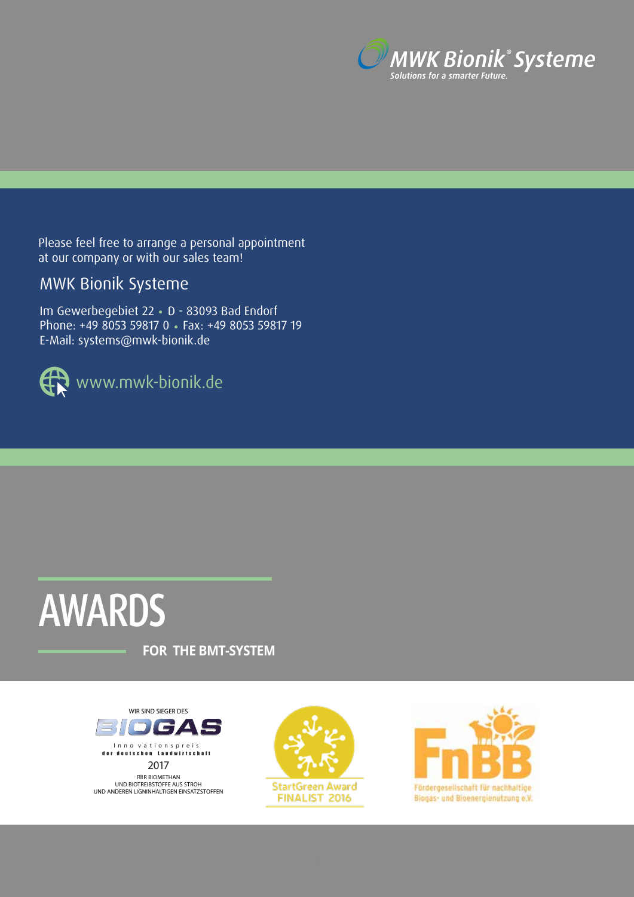MWK Bionik® Systeme

Solutions for a smarter Future.

Please feel free to arrange a personal appointment at our company or with our sales team!

## MWK Bionik Systeme

Im Gewerbegebiet 22 • D - 83093 Bad Endorf
Phone: +49 8053 59817 0 • Fax: +49 8053 59817 19
E-Mail: systems@mwk-bionik.de

www.mwk-bionik.de

# AWARDS

**FOR THE BMT-SYSTEM**

WIR SIND SIEGER DES
BIOGAS
Innovationspreis
der deutschen Landwirtschaft
2017
FÜR BIOMETHAN
UND BIOTREIBSTOFFE AUS STROH
UND ANDEREN LIGNINHALTIGEN EINSATZSTOFFEN

StartGreen Award
FINALIST 2016

FnBB
Fördergesellschaft für nachhaltige
Biogas- und Bioenergienutzung e.V.